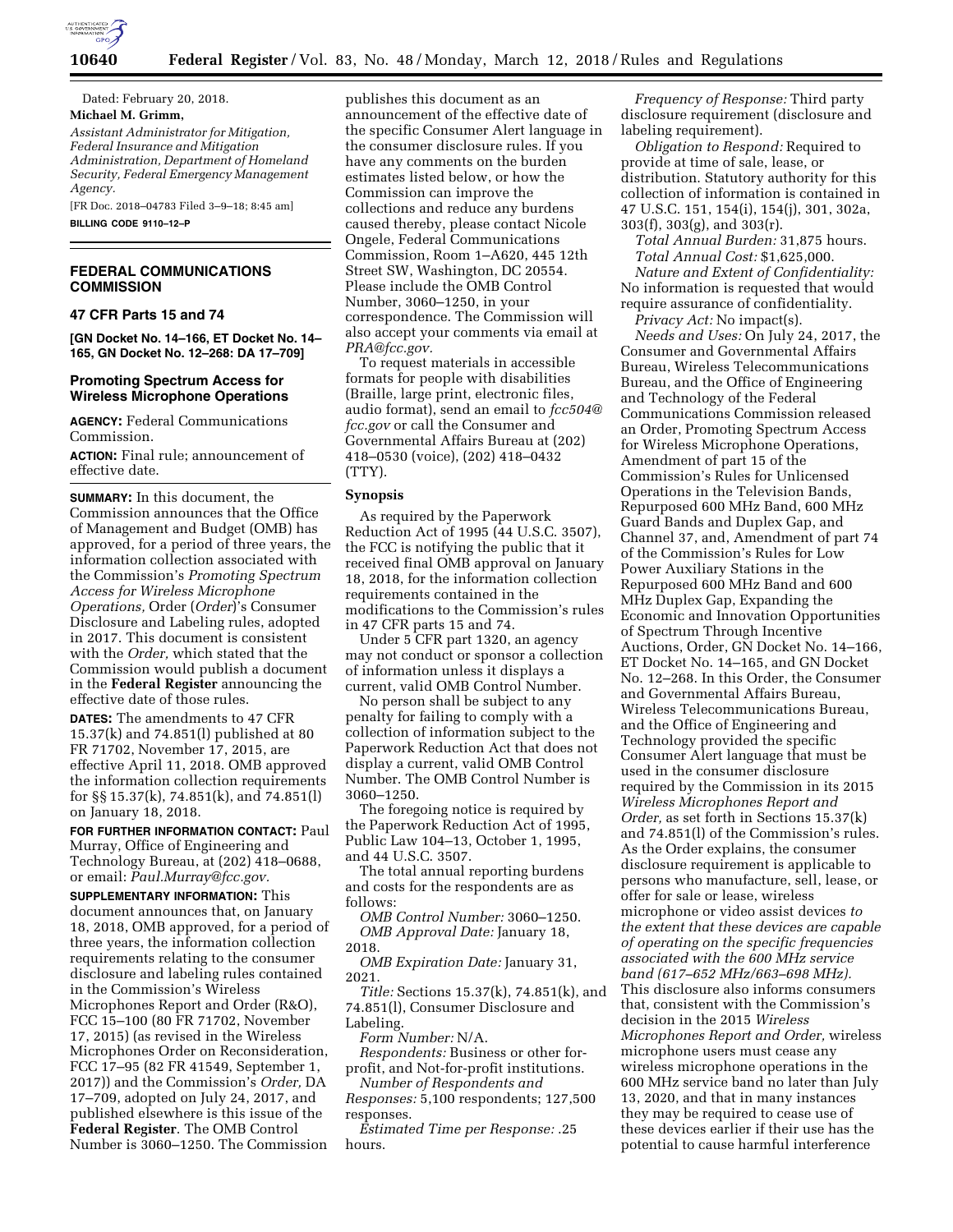Dated: February 20, 2018.

**Michael M. Grimm,**

*Assistant Administrator for Mitigation, Federal Insurance and Mitigation Administration, Department of Homeland Security, Federal Emergency Management Agency.*

[FR Doc. 2018–04783 Filed 3–9–18; 8:45 am]

**BILLING CODE 9110–12–P**

## FEDERAL COMMUNICATIONS COMMISSION

### 47 CFR Parts 15 and 74

**[GN Docket No. 14–166, ET Docket No. 14–165, GN Docket No. 12–268: DA 17–709]**

### Promoting Spectrum Access for Wireless Microphone Operations

**AGENCY:** Federal Communications Commission.

**ACTION:** Final rule; announcement of effective date.

**SUMMARY:** In this document, the Commission announces that the Office of Management and Budget (OMB) has approved, for a period of three years, the information collection associated with the Commission's *Promoting Spectrum Access for Wireless Microphone Operations,* Order (*Order*)'s Consumer Disclosure and Labeling rules, adopted in 2017. This document is consistent with the *Order,* which stated that the Commission would publish a document in the **Federal Register** announcing the effective date of those rules.

**DATES:** The amendments to 47 CFR 15.37(k) and 74.851(l) published at 80 FR 71702, November 17, 2015, are effective April 11, 2018. OMB approved the information collection requirements for §§ 15.37(k), 74.851(k), and 74.851(l) on January 18, 2018.

**FOR FURTHER INFORMATION CONTACT:** Paul Murray, Office of Engineering and Technology Bureau, at (202) 418–0688, or email: *Paul.Murray@fcc.gov.*

**SUPPLEMENTARY INFORMATION:** This document announces that, on January 18, 2018, OMB approved, for a period of three years, the information collection requirements relating to the consumer disclosure and labeling rules contained in the Commission's Wireless Microphones Report and Order (R&O), FCC 15–100 (80 FR 71702, November 17, 2015) (as revised in the Wireless Microphones Order on Reconsideration, FCC 17–95 (82 FR 41549, September 1, 2017)) and the Commission's *Order,* DA 17–709, adopted on July 24, 2017, and published elsewhere is this issue of the **Federal Register**. The OMB Control Number is 3060–1250. The Commission publishes this document as an announcement of the effective date of the specific Consumer Alert language in the consumer disclosure rules. If you have any comments on the burden estimates listed below, or how the Commission can improve the collections and reduce any burdens caused thereby, please contact Nicole Ongele, Federal Communications Commission, Room 1–A620, 445 12th Street SW, Washington, DC 20554. Please include the OMB Control Number, 3060–1250, in your correspondence. The Commission will also accept your comments via email at *PRA@fcc.gov.*

To request materials in accessible formats for people with disabilities (Braille, large print, electronic files, audio format), send an email to *fcc504@fcc.gov* or call the Consumer and Governmental Affairs Bureau at (202) 418–0530 (voice), (202) 418–0432 (TTY).

### Synopsis

As required by the Paperwork Reduction Act of 1995 (44 U.S.C. 3507), the FCC is notifying the public that it received final OMB approval on January 18, 2018, for the information collection requirements contained in the modifications to the Commission's rules in 47 CFR parts 15 and 74.

Under 5 CFR part 1320, an agency may not conduct or sponsor a collection of information unless it displays a current, valid OMB Control Number.

No person shall be subject to any penalty for failing to comply with a collection of information subject to the Paperwork Reduction Act that does not display a current, valid OMB Control Number. The OMB Control Number is 3060–1250.

The foregoing notice is required by the Paperwork Reduction Act of 1995, Public Law 104–13, October 1, 1995, and 44 U.S.C. 3507.

The total annual reporting burdens and costs for the respondents are as follows:

*OMB Control Number:* 3060–1250.

*OMB Approval Date:* January 18, 2018.

*OMB Expiration Date:* January 31, 2021.

*Title:* Sections 15.37(k), 74.851(k), and 74.851(l), Consumer Disclosure and Labeling.

*Form Number:* N/A.

*Respondents:* Business or other for-profit, and Not-for-profit institutions.

*Number of Respondents and Responses:* 5,100 respondents; 127,500 responses.

*Estimated Time per Response:* .25 hours.

*Frequency of Response:* Third party disclosure requirement (disclosure and labeling requirement).

*Obligation to Respond:* Required to provide at time of sale, lease, or distribution. Statutory authority for this collection of information is contained in 47 U.S.C. 151, 154(i), 154(j), 301, 302a, 303(f), 303(g), and 303(r).

*Total Annual Burden:* 31,875 hours.

*Total Annual Cost:* $1,625,000.

*Nature and Extent of Confidentiality:* No information is requested that would require assurance of confidentiality.

*Privacy Act:* No impact(s).

*Needs and Uses:* On July 24, 2017, the Consumer and Governmental Affairs Bureau, Wireless Telecommunications Bureau, and the Office of Engineering and Technology of the Federal Communications Commission released an Order, Promoting Spectrum Access for Wireless Microphone Operations, Amendment of part 15 of the Commission's Rules for Unlicensed Operations in the Television Bands, Repurposed 600 MHz Band, 600 MHz Guard Bands and Duplex Gap, and Channel 37, and, Amendment of part 74 of the Commission's Rules for Low Power Auxiliary Stations in the Repurposed 600 MHz Band and 600 MHz Duplex Gap, Expanding the Economic and Innovation Opportunities of Spectrum Through Incentive Auctions, Order, GN Docket No. 14–166, ET Docket No. 14–165, and GN Docket No. 12–268. In this Order, the Consumer and Governmental Affairs Bureau, Wireless Telecommunications Bureau, and the Office of Engineering and Technology provided the specific Consumer Alert language that must be used in the consumer disclosure required by the Commission in its 2015 *Wireless Microphones Report and Order,* as set forth in Sections 15.37(k) and 74.851(l) of the Commission's rules. As the Order explains, the consumer disclosure requirement is applicable to persons who manufacture, sell, lease, or offer for sale or lease, wireless microphone or video assist devices *to the extent that these devices are capable of operating on the specific frequencies associated with the 600 MHz service band (617–652 MHz/663–698 MHz).* This disclosure also informs consumers that, consistent with the Commission's decision in the 2015 *Wireless Microphones Report and Order,* wireless microphone users must cease any wireless microphone operations in the 600 MHz service band no later than July 13, 2020, and that in many instances they may be required to cease use of these devices earlier if their use has the potential to cause harmful interference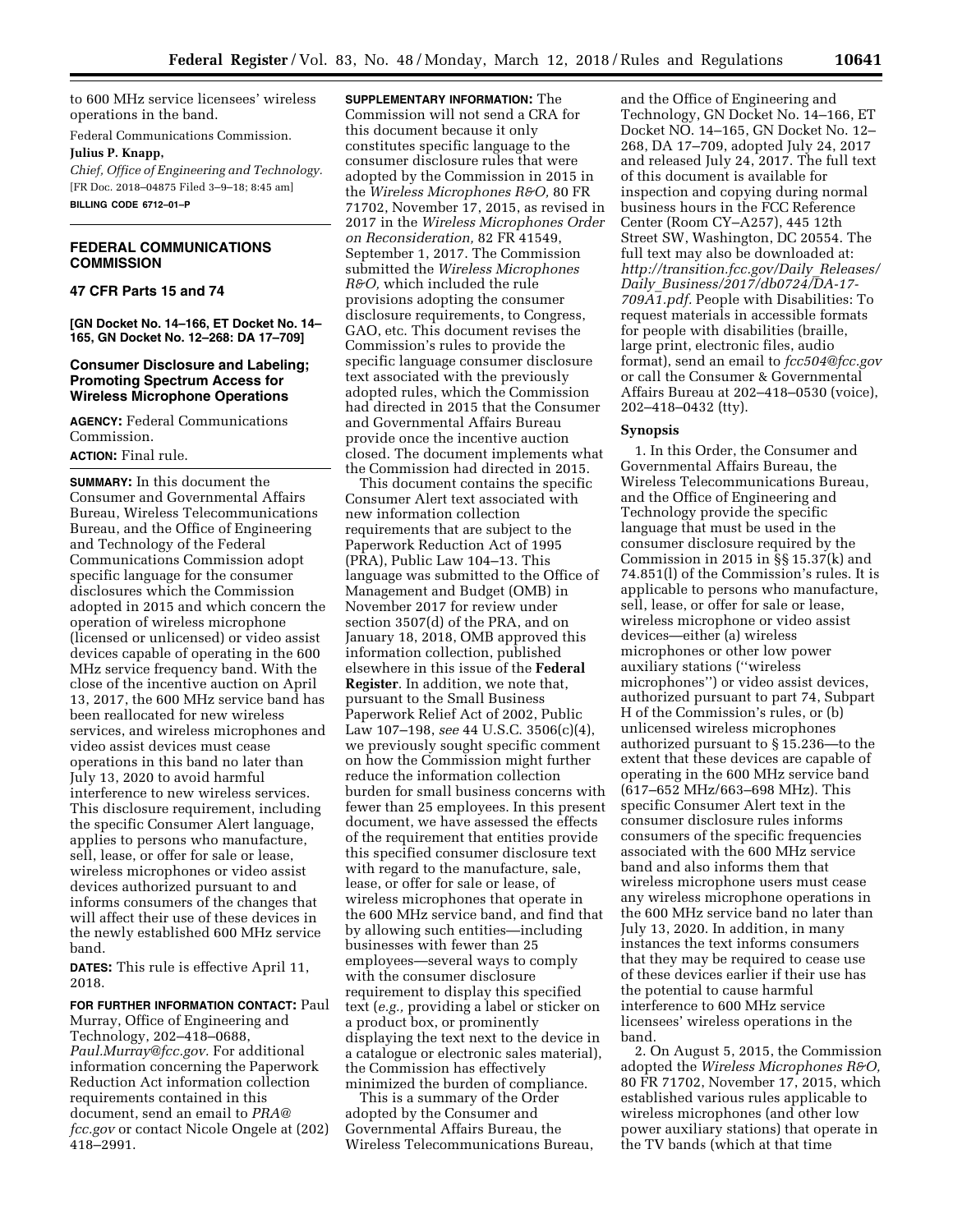to 600 MHz service licensees' wireless operations in the band.

Federal Communications Commission.

**Julius P. Knapp,**

*Chief, Office of Engineering and Technology.*

[FR Doc. 2018–04875 Filed 3–9–18; 8:45 am]

**BILLING CODE 6712–01–P**

## FEDERAL COMMUNICATIONS COMMISSION

### 47 CFR Parts 15 and 74

**[GN Docket No. 14–166, ET Docket No. 14–165, GN Docket No. 12–268: DA 17–709]**

### Consumer Disclosure and Labeling; Promoting Spectrum Access for Wireless Microphone Operations

**AGENCY:** Federal Communications Commission.

**ACTION:** Final rule.

**SUMMARY:** In this document the Consumer and Governmental Affairs Bureau, Wireless Telecommunications Bureau, and the Office of Engineering and Technology of the Federal Communications Commission adopt specific language for the consumer disclosures which the Commission adopted in 2015 and which concern the operation of wireless microphone (licensed or unlicensed) or video assist devices capable of operating in the 600 MHz service frequency band. With the close of the incentive auction on April 13, 2017, the 600 MHz service band has been reallocated for new wireless services, and wireless microphones and video assist devices must cease operations in this band no later than July 13, 2020 to avoid harmful interference to new wireless services. This disclosure requirement, including the specific Consumer Alert language, applies to persons who manufacture, sell, lease, or offer for sale or lease, wireless microphones or video assist devices authorized pursuant to and informs consumers of the changes that will affect their use of these devices in the newly established 600 MHz service band.

**DATES:** This rule is effective April 11, 2018.

**FOR FURTHER INFORMATION CONTACT:** Paul Murray, Office of Engineering and Technology, 202–418–0688, *Paul.Murray@fcc.gov*. For additional information concerning the Paperwork Reduction Act information collection requirements contained in this document, send an email to *PRA@fcc.gov* or contact Nicole Ongele at (202) 418–2991.

**SUPPLEMENTARY INFORMATION:** The Commission will not send a CRA for this document because it only constitutes specific language to the consumer disclosure rules that were adopted by the Commission in 2015 in the *Wireless Microphones R&O,* 80 FR 71702, November 17, 2015, as revised in 2017 in the *Wireless Microphones Order on Reconsideration,* 82 FR 41549, September 1, 2017. The Commission submitted the *Wireless Microphones R&O,* which included the rule provisions adopting the consumer disclosure requirements, to Congress, GAO, etc. This document revises the Commission's rules to provide the specific language consumer disclosure text associated with the previously adopted rules, which the Commission had directed in 2015 that the Consumer and Governmental Affairs Bureau provide once the incentive auction closed. The document implements what the Commission had directed in 2015.

This document contains the specific Consumer Alert text associated with new information collection requirements that are subject to the Paperwork Reduction Act of 1995 (PRA), Public Law 104–13. This language was submitted to the Office of Management and Budget (OMB) in November 2017 for review under section 3507(d) of the PRA, and on January 18, 2018, OMB approved this information collection, published elsewhere in this issue of the **Federal Register**. In addition, we note that, pursuant to the Small Business Paperwork Relief Act of 2002, Public Law 107–198, *see* 44 U.S.C. 3506(c)(4), we previously sought specific comment on how the Commission might further reduce the information collection burden for small business concerns with fewer than 25 employees. In this present document, we have assessed the effects of the requirement that entities provide this specified consumer disclosure text with regard to the manufacture, sale, lease, or offer for sale or lease, of wireless microphones that operate in the 600 MHz service band, and find that by allowing such entities—including businesses with fewer than 25 employees—several ways to comply with the consumer disclosure requirement to display this specified text (*e.g.,* providing a label or sticker on a product box, or prominently displaying the text next to the device in a catalogue or electronic sales material), the Commission has effectively minimized the burden of compliance.

This is a summary of the Order adopted by the Consumer and Governmental Affairs Bureau, the Wireless Telecommunications Bureau, and the Office of Engineering and Technology, GN Docket No. 14–166, ET Docket NO. 14–165, GN Docket No. 12–268, DA 17–709, adopted July 24, 2017 and released July 24, 2017. The full text of this document is available for inspection and copying during normal business hours in the FCC Reference Center (Room CY–A257), 445 12th Street SW, Washington, DC 20554. The full text may also be downloaded at: *http://transition.fcc.gov/Daily_Releases/Daily_Business/2017/db0724/DA-17-709A1.pdf.* People with Disabilities: To request materials in accessible formats for people with disabilities (braille, large print, electronic files, audio format), send an email to *fcc504@fcc.gov* or call the Consumer & Governmental Affairs Bureau at 202–418–0530 (voice), 202–418–0432 (tty).

### Synopsis

1. In this Order, the Consumer and Governmental Affairs Bureau, the Wireless Telecommunications Bureau, and the Office of Engineering and Technology provide the specific language that must be used in the consumer disclosure required by the Commission in 2015 in §§ 15.37(k) and 74.851(l) of the Commission's rules. It is applicable to persons who manufacture, sell, lease, or offer for sale or lease, wireless microphone or video assist devices—either (a) wireless microphones or other low power auxiliary stations (''wireless microphones'') or video assist devices, authorized pursuant to part 74, Subpart H of the Commission's rules, or (b) unlicensed wireless microphones authorized pursuant to § 15.236—to the extent that these devices are capable of operating in the 600 MHz service band (617–652 MHz/663–698 MHz). This specific Consumer Alert text in the consumer disclosure rules informs consumers of the specific frequencies associated with the 600 MHz service band and also informs them that wireless microphone users must cease any wireless microphone operations in the 600 MHz service band no later than July 13, 2020. In addition, in many instances the text informs consumers that they may be required to cease use of these devices earlier if their use has the potential to cause harmful interference to 600 MHz service licensees' wireless operations in the band.

2. On August 5, 2015, the Commission adopted the *Wireless Microphones R&O,* 80 FR 71702, November 17, 2015, which established various rules applicable to wireless microphones (and other low power auxiliary stations) that operate in the TV bands (which at that time